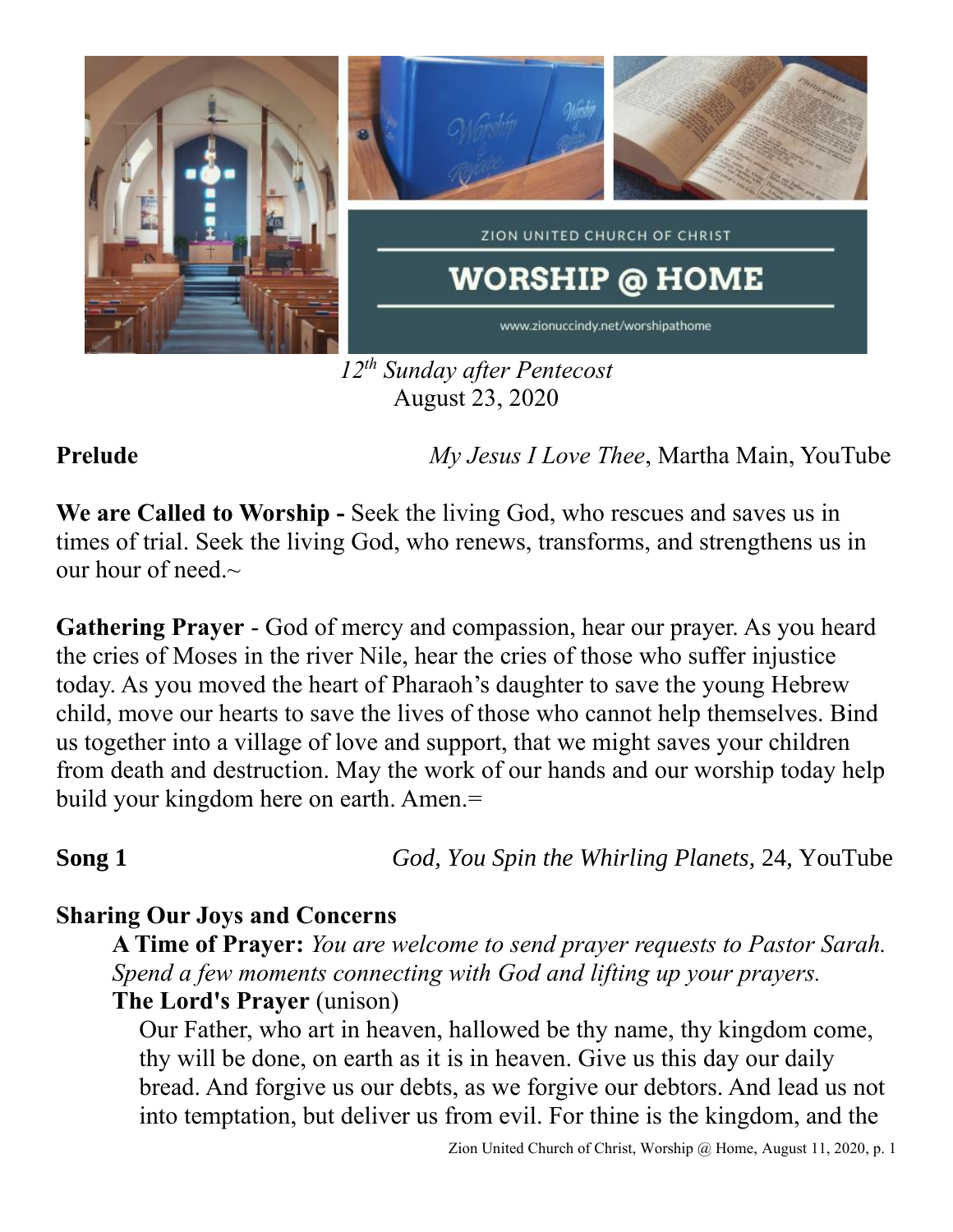ZION UNITED CHURCH OF CHRIST

# WORSHIP @ HOME

www.zionuccindy.net/worshipathome

*12th Sunday after Pentecost*
August 23, 2020

**Prelude** *My Jesus I Love Thee*, Martha Main, YouTube

**We are Called to Worship -** Seek the living God, who rescues and saves us in times of trial. Seek the living God, who renews, transforms, and strengthens us in our hour of need.~

**Gathering Prayer** - God of mercy and compassion, hear our prayer. As you heard the cries of Moses in the river Nile, hear the cries of those who suffer injustice today. As you moved the heart of Pharaoh's daughter to save the young Hebrew child, move our hearts to save the lives of those who cannot help themselves. Bind us together into a village of love and support, that we might saves your children from death and destruction. May the work of our hands and our worship today help build your kingdom here on earth. Amen.=

**Song 1** *God, You Spin the Whirling Planets,* 24, YouTube

**Sharing Our Joys and Concerns**

**A Time of Prayer:** *You are welcome to send prayer requests to Pastor Sarah. Spend a few moments connecting with God and lifting up your prayers.*

**The Lord's Prayer** (unison)

Our Father, who art in heaven, hallowed be thy name, thy kingdom come, thy will be done, on earth as it is in heaven. Give us this day our daily bread. And forgive us our debts, as we forgive our debtors. And lead us not into temptation, but deliver us from evil. For thine is the kingdom, and the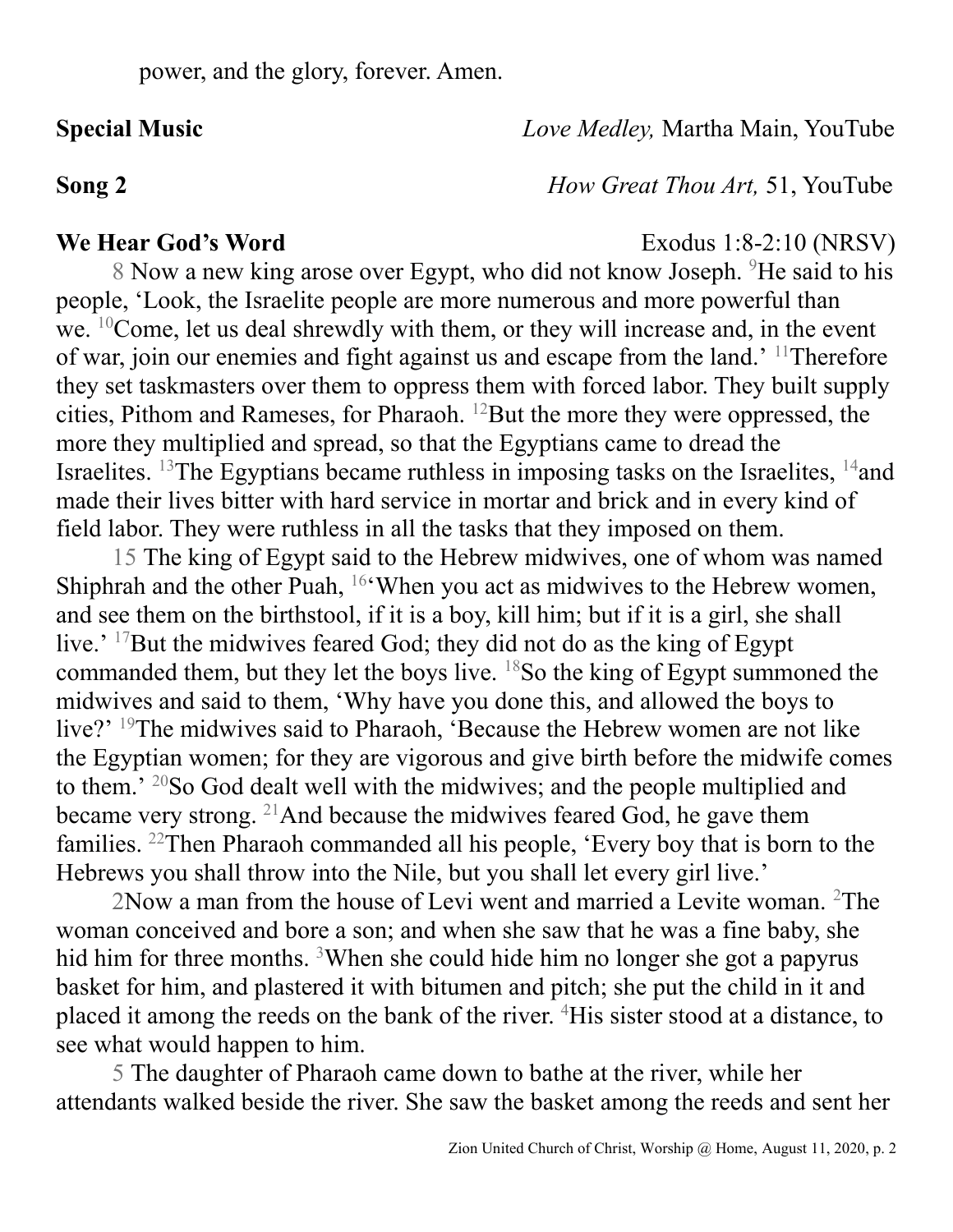power, and the glory, forever. Amen.

**Special Music** *Love Medley,* Martha Main, YouTube

**Song 2** *How Great Thou Art,* 51, YouTube

**We Hear God's Word** Exodus 1:8-2:10 (NRSV)

8 Now a new king arose over Egypt, who did not know Joseph. 9He said to his people, 'Look, the Israelite people are more numerous and more powerful than we. 10Come, let us deal shrewdly with them, or they will increase and, in the event of war, join our enemies and fight against us and escape from the land.' 11Therefore they set taskmasters over them to oppress them with forced labor. They built supply cities, Pithom and Rameses, for Pharaoh. 12But the more they were oppressed, the more they multiplied and spread, so that the Egyptians came to dread the Israelites. 13The Egyptians became ruthless in imposing tasks on the Israelites, 14and made their lives bitter with hard service in mortar and brick and in every kind of field labor. They were ruthless in all the tasks that they imposed on them.

15 The king of Egypt said to the Hebrew midwives, one of whom was named Shiphrah and the other Puah, 16'When you act as midwives to the Hebrew women, and see them on the birthstool, if it is a boy, kill him; but if it is a girl, she shall live.' 17But the midwives feared God; they did not do as the king of Egypt commanded them, but they let the boys live. 18So the king of Egypt summoned the midwives and said to them, 'Why have you done this, and allowed the boys to live?' 19The midwives said to Pharaoh, 'Because the Hebrew women are not like the Egyptian women; for they are vigorous and give birth before the midwife comes to them.' 20So God dealt well with the midwives; and the people multiplied and became very strong. 21And because the midwives feared God, he gave them families. 22Then Pharaoh commanded all his people, 'Every boy that is born to the Hebrews you shall throw into the Nile, but you shall let every girl live.'

2Now a man from the house of Levi went and married a Levite woman. 2The woman conceived and bore a son; and when she saw that he was a fine baby, she hid him for three months. 3When she could hide him no longer she got a papyrus basket for him, and plastered it with bitumen and pitch; she put the child in it and placed it among the reeds on the bank of the river. 4His sister stood at a distance, to see what would happen to him.

5 The daughter of Pharaoh came down to bathe at the river, while her attendants walked beside the river. She saw the basket among the reeds and sent her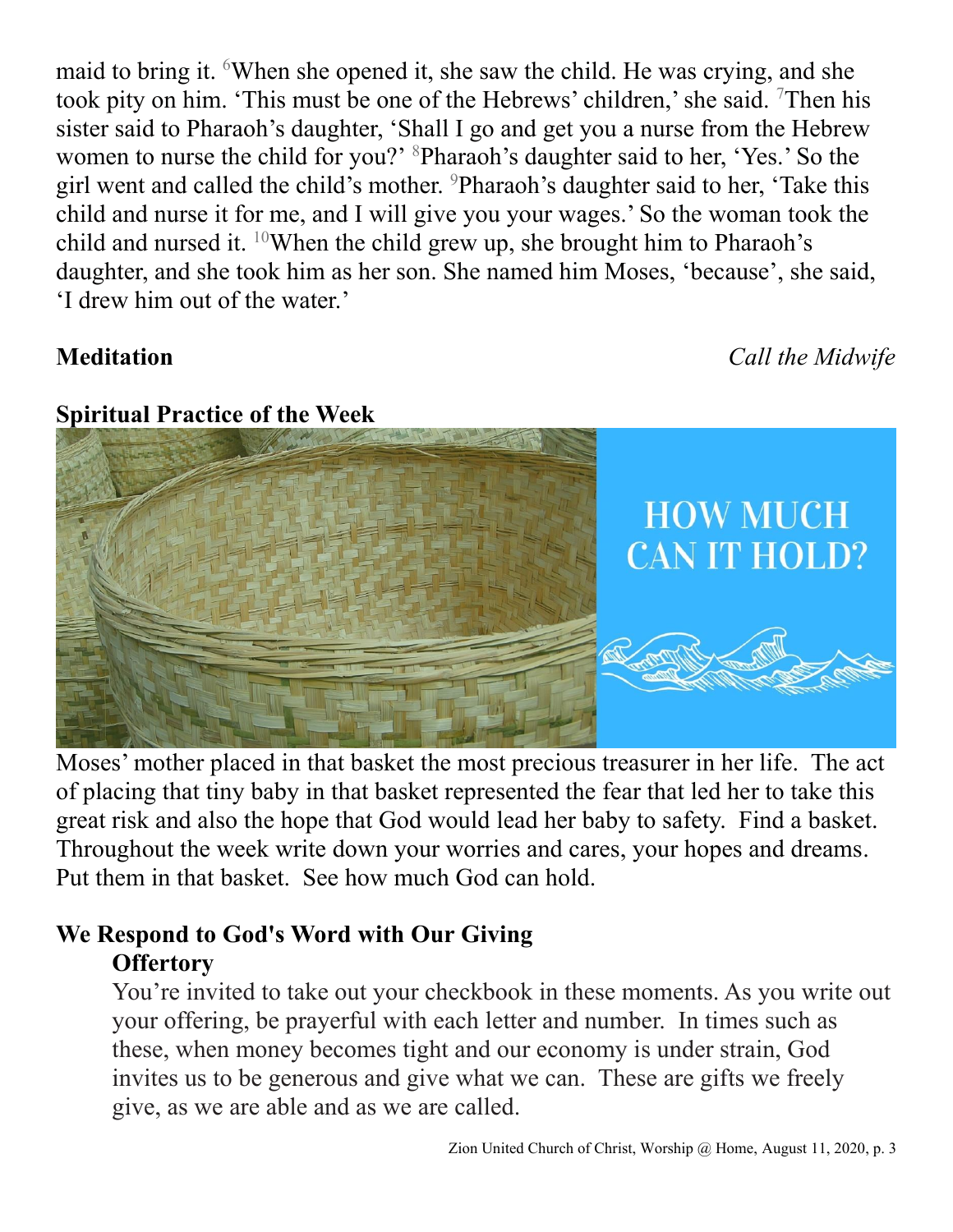maid to bring it. [6]When she opened it, she saw the child. He was crying, and she took pity on him. 'This must be one of the Hebrews' children,' she said. [7]Then his sister said to Pharaoh's daughter, 'Shall I go and get you a nurse from the Hebrew women to nurse the child for you?' [8]Pharaoh's daughter said to her, 'Yes.' So the girl went and called the child's mother. [9]Pharaoh's daughter said to her, 'Take this child and nurse it for me, and I will give you your wages.' So the woman took the child and nursed it. [10]When the child grew up, she brought him to Pharaoh's daughter, and she took him as her son. She named him Moses, 'because', she said, 'I drew him out of the water.'

**Meditation** *Call the Midwife*

**Spiritual Practice of the Week**

HOW MUCH CAN IT HOLD?

Moses' mother placed in that basket the most precious treasurer in her life. The act of placing that tiny baby in that basket represented the fear that led her to take this great risk and also the hope that God would lead her baby to safety. Find a basket. Throughout the week write down your worries and cares, your hopes and dreams. Put them in that basket. See how much God can hold.

**We Respond to God's Word with Our Giving**

**Offertory**

You're invited to take out your checkbook in these moments. As you write out your offering, be prayerful with each letter and number. In times such as these, when money becomes tight and our economy is under strain, God invites us to be generous and give what we can. These are gifts we freely give, as we are able and as we are called.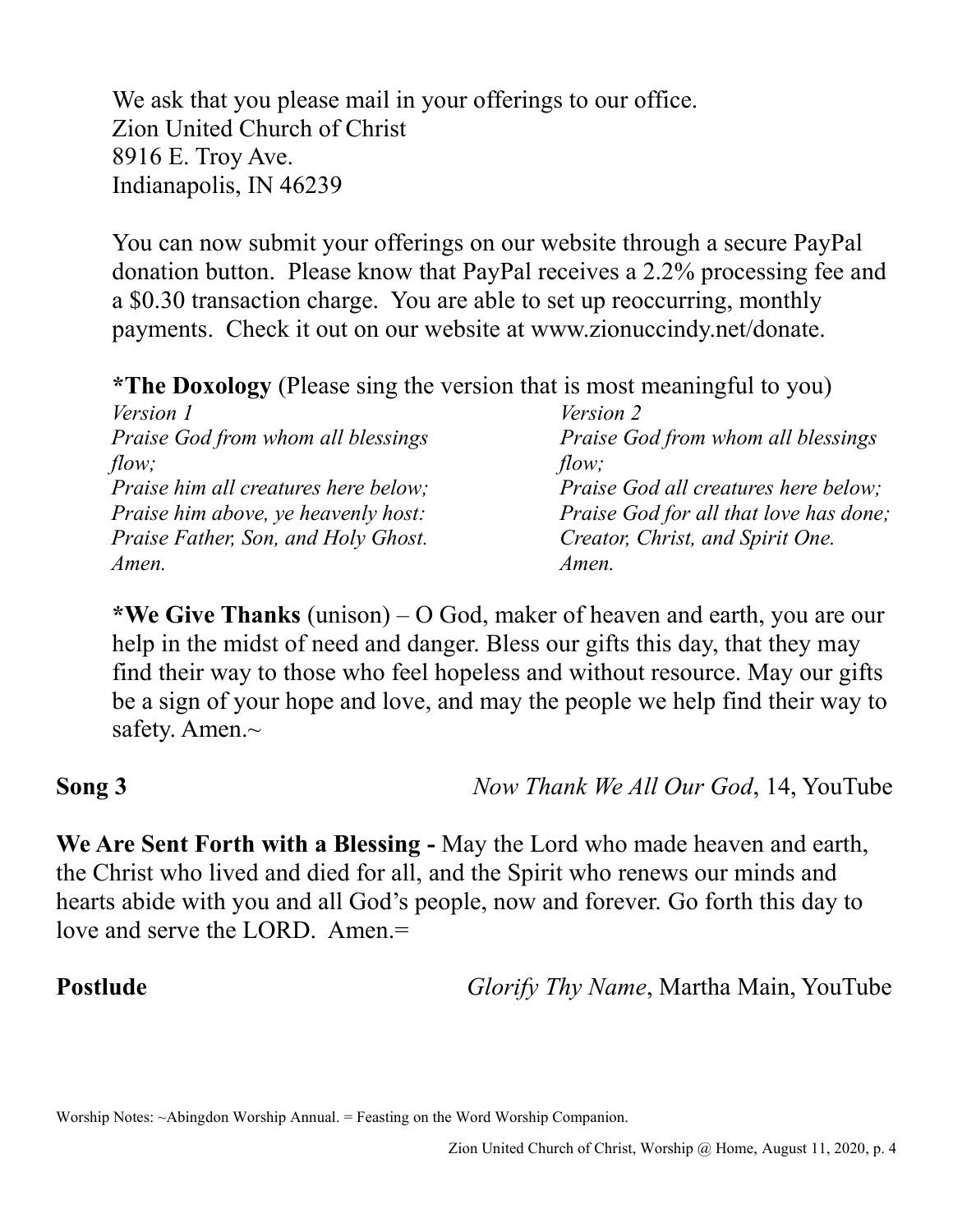We ask that you please mail in your offerings to our office.
Zion United Church of Christ
8916 E. Troy Ave.
Indianapolis, IN 46239

You can now submit your offerings on our website through a secure PayPal donation button. Please know that PayPal receives a 2.2% processing fee and a $0.30 transaction charge. You are able to set up reoccurring, monthly payments. Check it out on our website at www.zionuccindy.net/donate.

***The Doxology** (Please sing the version that is most meaningful to you)

*Version 1*
*Praise God from whom all blessings flow;*
*Praise him all creatures here below;*
*Praise him above, ye heavenly host:*
*Praise Father, Son, and Holy Ghost.*
*Amen.*

*Version 2*
*Praise God from whom all blessings flow;*
*Praise God all creatures here below;*
*Praise God for all that love has done;*
*Creator, Christ, and Spirit One.*
*Amen.*

***We Give Thanks** (unison) – O God, maker of heaven and earth, you are our help in the midst of need and danger. Bless our gifts this day, that they may find their way to those who feel hopeless and without resource. May our gifts be a sign of your hope and love, and may the people we help find their way to safety. Amen.~

**Song 3** *Now Thank We All Our God*, 14, YouTube

**We Are Sent Forth with a Blessing -** May the Lord who made heaven and earth, the Christ who lived and died for all, and the Spirit who renews our minds and hearts abide with you and all God's people, now and forever. Go forth this day to love and serve the LORD. Amen.=

**Postlude** *Glorify Thy Name*, Martha Main, YouTube

Worship Notes: ~Abingdon Worship Annual. = Feasting on the Word Worship Companion.